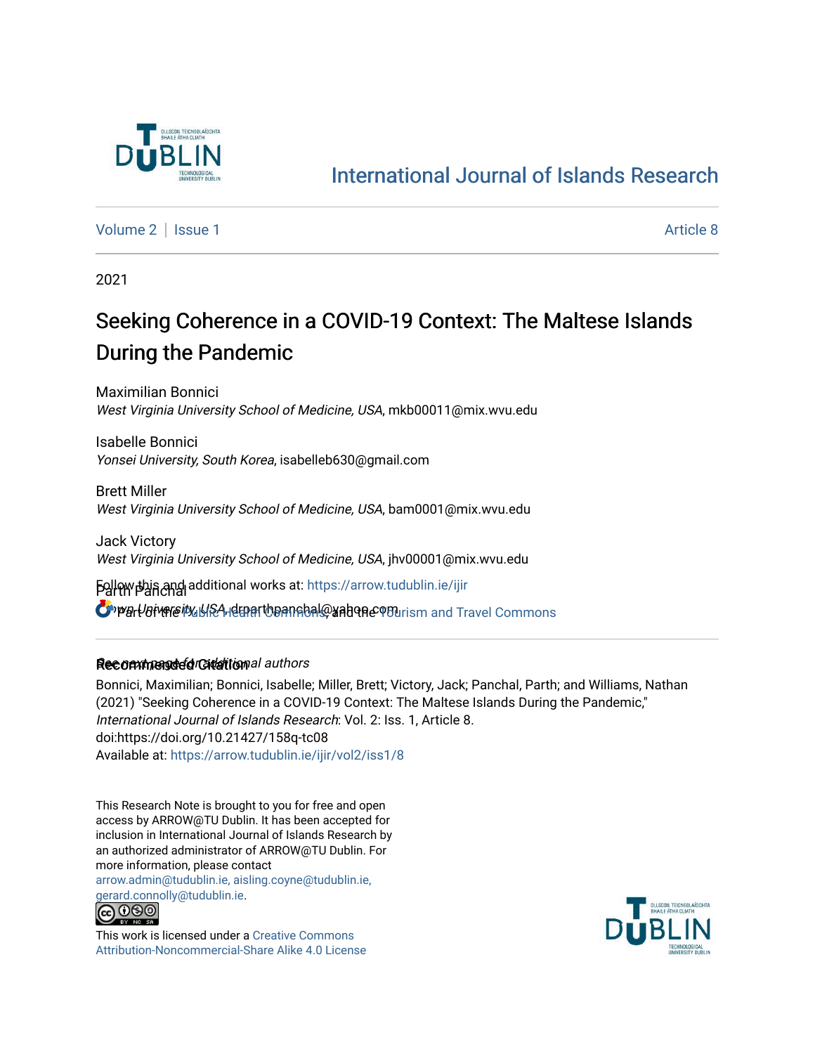International Journal of Islands Research

Volume 2 | Issue 1 — Article 8

2021

# Seeking Coherence in a COVID-19 Context: The Maltese Islands During the Pandemic

Maximilian Bonnici
*West Virginia University School of Medicine, USA*, mkb00011@mix.wvu.edu

Isabelle Bonnici
*Yonsei University, South Korea*, isabelleb630@gmail.com

Brett Miller
*West Virginia University School of Medicine, USA*, bam0001@mix.wvu.edu

Jack Victory
*West Virginia University School of Medicine, USA*, jhv00001@mix.wvu.edu

Parth Panchal
*Brown University, USA*, drparthpanchal@yahoo.com

*See next page for additional authors*

Follow this and additional works at: https://arrow.tudublin.ie/ijir

Part of the Public Health Commons, and the Tourism and Travel Commons

## Recommended Citation

Bonnici, Maximilian; Bonnici, Isabelle; Miller, Brett; Victory, Jack; Panchal, Parth; and Williams, Nathan (2021) "Seeking Coherence in a COVID-19 Context: The Maltese Islands During the Pandemic," *International Journal of Islands Research*: Vol. 2: Iss. 1, Article 8.
doi:https://doi.org/10.21427/158q-tc08
Available at: https://arrow.tudublin.ie/ijir/vol2/iss1/8

This Research Note is brought to you for free and open access by ARROW@TU Dublin. It has been accepted for inclusion in International Journal of Islands Research by an authorized administrator of ARROW@TU Dublin. For more information, please contact arrow.admin@tudublin.ie, aisling.coyne@tudublin.ie, gerard.connolly@tudublin.ie.

This work is licensed under a Creative Commons Attribution-Noncommercial-Share Alike 4.0 License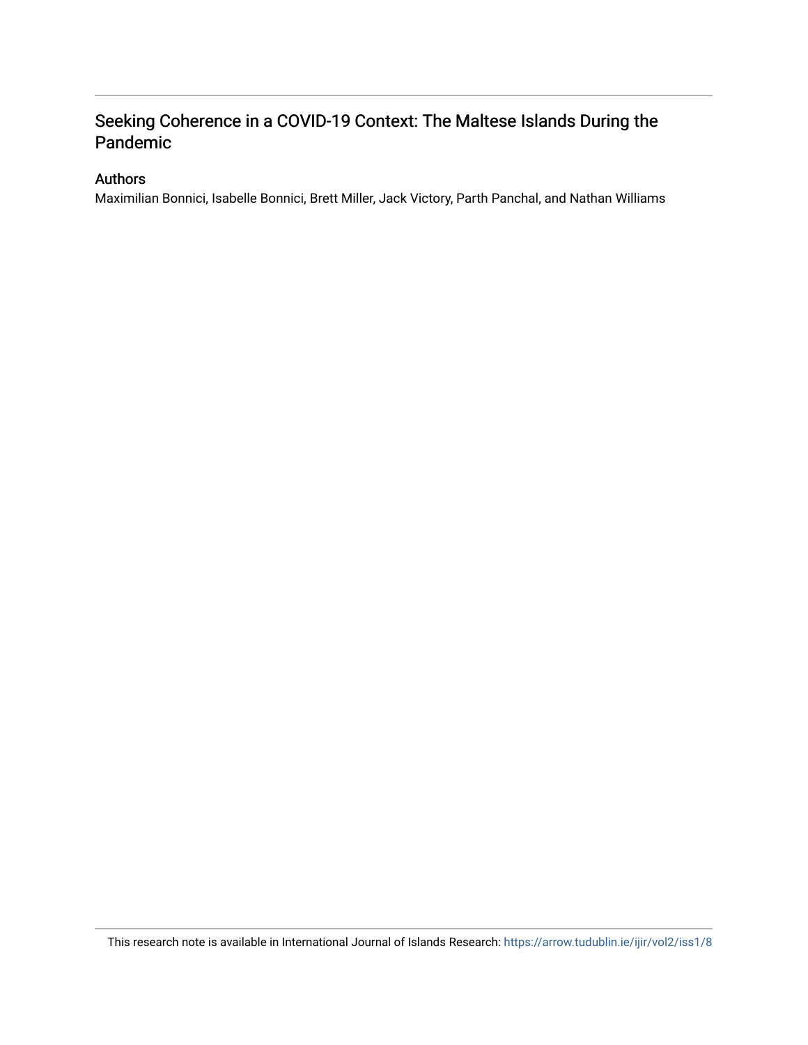# Seeking Coherence in a COVID-19 Context: The Maltese Islands During the Pandemic

## Authors

Maximilian Bonnici, Isabelle Bonnici, Brett Miller, Jack Victory, Parth Panchal, and Nathan Williams

This research note is available in International Journal of Islands Research: https://arrow.tudublin.ie/ijir/vol2/iss1/8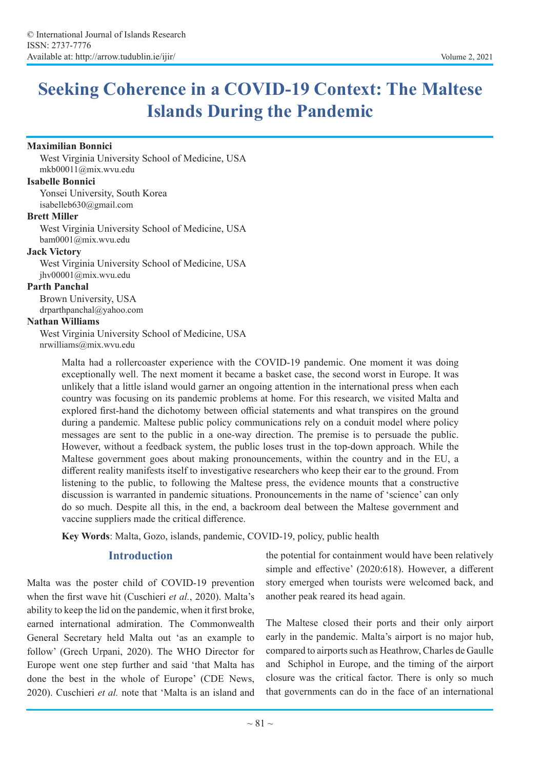# Seeking Coherence in a COVID-19 Context: The Maltese Islands During the Pandemic

**Maximilian Bonnici**
West Virginia University School of Medicine, USA
mkb00011@mix.wvu.edu

**Isabelle Bonnici**
Yonsei University, South Korea
isabelleb630@gmail.com

**Brett Miller**
West Virginia University School of Medicine, USA
bam0001@mix.wvu.edu

**Jack Victory**
West Virginia University School of Medicine, USA
jhv00001@mix.wvu.edu

**Parth Panchal**
Brown University, USA
drparthpanchal@yahoo.com

**Nathan Williams**
West Virginia University School of Medicine, USA
nrwilliams@mix.wvu.edu

Malta had a rollercoaster experience with the COVID-19 pandemic. One moment it was doing exceptionally well. The next moment it became a basket case, the second worst in Europe. It was unlikely that a little island would garner an ongoing attention in the international press when each country was focusing on its pandemic problems at home. For this research, we visited Malta and explored first-hand the dichotomy between official statements and what transpires on the ground during a pandemic. Maltese public policy communications rely on a conduit model where policy messages are sent to the public in a one-way direction. The premise is to persuade the public. However, without a feedback system, the public loses trust in the top-down approach. While the Maltese government goes about making pronouncements, within the country and in the EU, a different reality manifests itself to investigative researchers who keep their ear to the ground. From listening to the public, to following the Maltese press, the evidence mounts that a constructive discussion is warranted in pandemic situations. Pronouncements in the name of 'science' can only do so much. Despite all this, in the end, a backroom deal between the Maltese government and vaccine suppliers made the critical difference.

**Key Words**: Malta, Gozo, islands, pandemic, COVID-19, policy, public health

## Introduction

Malta was the poster child of COVID-19 prevention when the first wave hit (Cuschieri *et al.*, 2020). Malta's ability to keep the lid on the pandemic, when it first broke, earned international admiration. The Commonwealth General Secretary held Malta out 'as an example to follow' (Grech Urpani, 2020). The WHO Director for Europe went one step further and said 'that Malta has done the best in the whole of Europe' (CDE News, 2020). Cuschieri *et al.* note that 'Malta is an island and the potential for containment would have been relatively simple and effective' (2020:618). However, a different story emerged when tourists were welcomed back, and another peak reared its head again.

The Maltese closed their ports and their only airport early in the pandemic. Malta's airport is no major hub, compared to airports such as Heathrow, Charles de Gaulle and Schiphol in Europe, and the timing of the airport closure was the critical factor. There is only so much that governments can do in the face of an international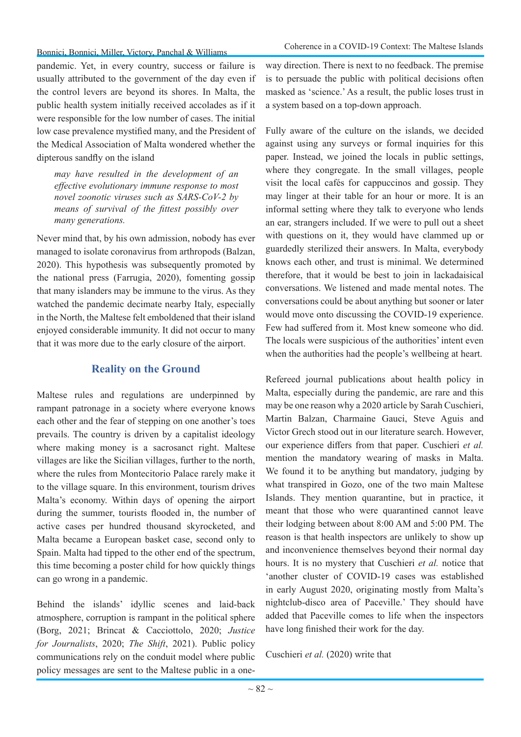pandemic. Yet, in every country, success or failure is usually attributed to the government of the day even if the control levers are beyond its shores. In Malta, the public health system initially received accolades as if it were responsible for the low number of cases. The initial low case prevalence mystified many, and the President of the Medical Association of Malta wondered whether the dipterous sandfly on the island

> *may have resulted in the development of an effective evolutionary immune response to most novel zoonotic viruses such as SARS-CoV-2 by means of survival of the fittest possibly over many generations.*

Never mind that, by his own admission, nobody has ever managed to isolate coronavirus from arthropods (Balzan, 2020). This hypothesis was subsequently promoted by the national press (Farrugia, 2020), fomenting gossip that many islanders may be immune to the virus. As they watched the pandemic decimate nearby Italy, especially in the North, the Maltese felt emboldened that their island enjoyed considerable immunity. It did not occur to many that it was more due to the early closure of the airport.

## Reality on the Ground

Maltese rules and regulations are underpinned by rampant patronage in a society where everyone knows each other and the fear of stepping on one another's toes prevails. The country is driven by a capitalist ideology where making money is a sacrosanct right. Maltese villages are like the Sicilian villages, further to the north, where the rules from Montecitorio Palace rarely make it to the village square. In this environment, tourism drives Malta's economy. Within days of opening the airport during the summer, tourists flooded in, the number of active cases per hundred thousand skyrocketed, and Malta became a European basket case, second only to Spain. Malta had tipped to the other end of the spectrum, this time becoming a poster child for how quickly things can go wrong in a pandemic.

Behind the islands' idyllic scenes and laid-back atmosphere, corruption is rampant in the political sphere (Borg, 2021; Brincat & Cacciottolo, 2020; *Justice for Journalists*, 2020; *The Shift*, 2021). Public policy communications rely on the conduit model where public policy messages are sent to the Maltese public in a one-way direction. There is next to no feedback. The premise is to persuade the public with political decisions often masked as 'science.' As a result, the public loses trust in a system based on a top-down approach.

Fully aware of the culture on the islands, we decided against using any surveys or formal inquiries for this paper. Instead, we joined the locals in public settings, where they congregate. In the small villages, people visit the local cafés for cappuccinos and gossip. They may linger at their table for an hour or more. It is an informal setting where they talk to everyone who lends an ear, strangers included. If we were to pull out a sheet with questions on it, they would have clammed up or guardedly sterilized their answers. In Malta, everybody knows each other, and trust is minimal. We determined therefore, that it would be best to join in lackadaisical conversations. We listened and made mental notes. The conversations could be about anything but sooner or later would move onto discussing the COVID-19 experience. Few had suffered from it. Most knew someone who did. The locals were suspicious of the authorities' intent even when the authorities had the people's wellbeing at heart.

Refereed journal publications about health policy in Malta, especially during the pandemic, are rare and this may be one reason why a 2020 article by Sarah Cuschieri, Martin Balzan, Charmaine Gauci, Steve Aguis and Victor Grech stood out in our literature search. However, our experience differs from that paper. Cuschieri *et al.* mention the mandatory wearing of masks in Malta. We found it to be anything but mandatory, judging by what transpired in Gozo, one of the two main Maltese Islands. They mention quarantine, but in practice, it meant that those who were quarantined cannot leave their lodging between about 8:00 AM and 5:00 PM. The reason is that health inspectors are unlikely to show up and inconvenience themselves beyond their normal day hours. It is no mystery that Cuschieri *et al.* notice that 'another cluster of COVID-19 cases was established in early August 2020, originating mostly from Malta's nightclub-disco area of Paceville.' They should have added that Paceville comes to life when the inspectors have long finished their work for the day.

Cuschieri *et al.* (2020) write that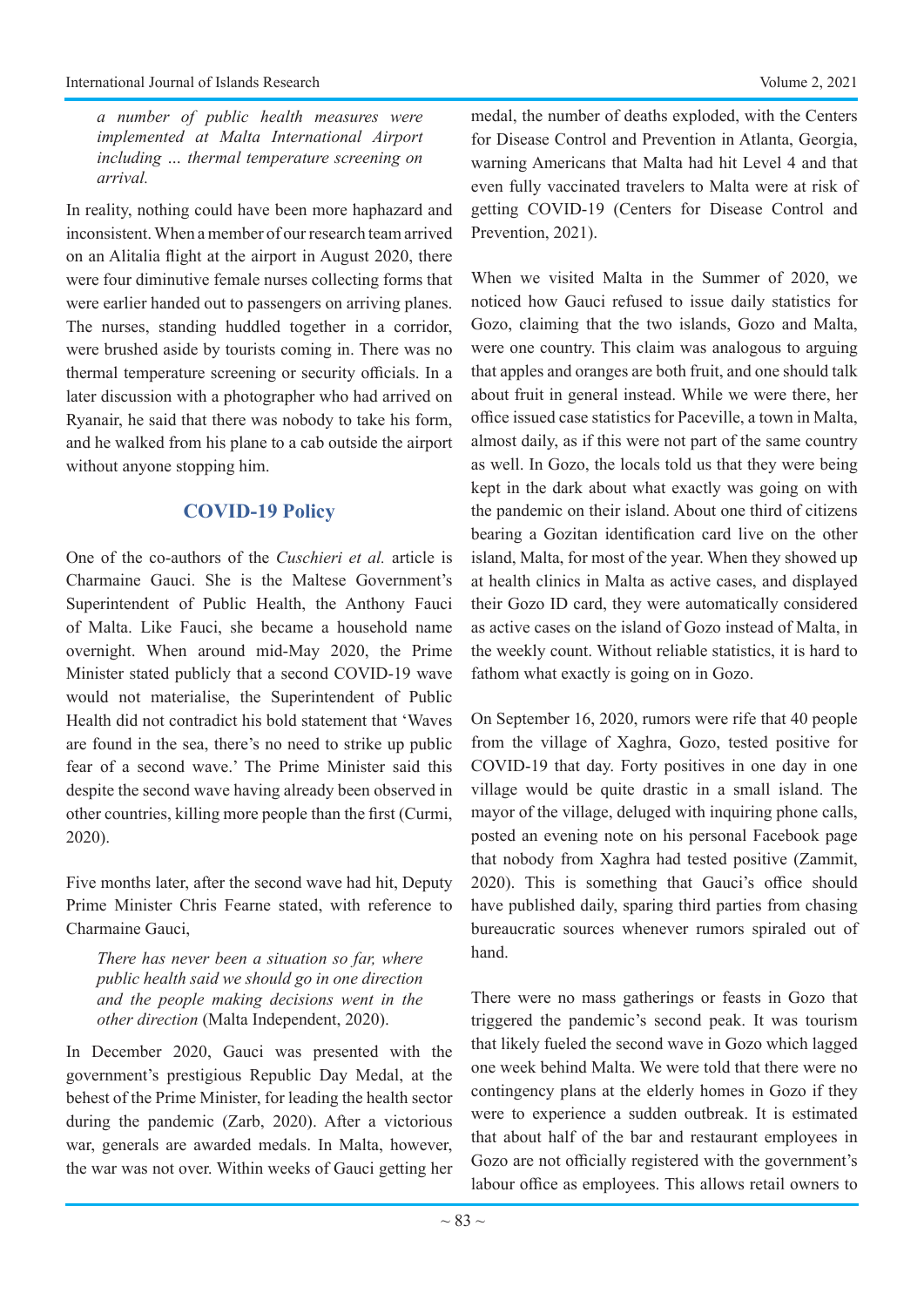> *a number of public health measures were implemented at Malta International Airport including ... thermal temperature screening on arrival.*

In reality, nothing could have been more haphazard and inconsistent. When a member of our research team arrived on an Alitalia flight at the airport in August 2020, there were four diminutive female nurses collecting forms that were earlier handed out to passengers on arriving planes. The nurses, standing huddled together in a corridor, were brushed aside by tourists coming in. There was no thermal temperature screening or security officials. In a later discussion with a photographer who had arrived on Ryanair, he said that there was nobody to take his form, and he walked from his plane to a cab outside the airport without anyone stopping him.

## COVID-19 Policy

One of the co-authors of the *Cuschieri et al.* article is Charmaine Gauci. She is the Maltese Government's Superintendent of Public Health, the Anthony Fauci of Malta. Like Fauci, she became a household name overnight. When around mid-May 2020, the Prime Minister stated publicly that a second COVID-19 wave would not materialise, the Superintendent of Public Health did not contradict his bold statement that 'Waves are found in the sea, there's no need to strike up public fear of a second wave.' The Prime Minister said this despite the second wave having already been observed in other countries, killing more people than the first (Curmi, 2020).

Five months later, after the second wave had hit, Deputy Prime Minister Chris Fearne stated, with reference to Charmaine Gauci,

> *There has never been a situation so far, where public health said we should go in one direction and the people making decisions went in the other direction* (Malta Independent, 2020).

In December 2020, Gauci was presented with the government's prestigious Republic Day Medal, at the behest of the Prime Minister, for leading the health sector during the pandemic (Zarb, 2020). After a victorious war, generals are awarded medals. In Malta, however, the war was not over. Within weeks of Gauci getting her medal, the number of deaths exploded, with the Centers for Disease Control and Prevention in Atlanta, Georgia, warning Americans that Malta had hit Level 4 and that even fully vaccinated travelers to Malta were at risk of getting COVID-19 (Centers for Disease Control and Prevention, 2021).

When we visited Malta in the Summer of 2020, we noticed how Gauci refused to issue daily statistics for Gozo, claiming that the two islands, Gozo and Malta, were one country. This claim was analogous to arguing that apples and oranges are both fruit, and one should talk about fruit in general instead. While we were there, her office issued case statistics for Paceville, a town in Malta, almost daily, as if this were not part of the same country as well. In Gozo, the locals told us that they were being kept in the dark about what exactly was going on with the pandemic on their island. About one third of citizens bearing a Gozitan identification card live on the other island, Malta, for most of the year. When they showed up at health clinics in Malta as active cases, and displayed their Gozo ID card, they were automatically considered as active cases on the island of Gozo instead of Malta, in the weekly count. Without reliable statistics, it is hard to fathom what exactly is going on in Gozo.

On September 16, 2020, rumors were rife that 40 people from the village of Xaghra, Gozo, tested positive for COVID-19 that day. Forty positives in one day in one village would be quite drastic in a small island. The mayor of the village, deluged with inquiring phone calls, posted an evening note on his personal Facebook page that nobody from Xaghra had tested positive (Zammit, 2020). This is something that Gauci's office should have published daily, sparing third parties from chasing bureaucratic sources whenever rumors spiraled out of hand.

There were no mass gatherings or feasts in Gozo that triggered the pandemic's second peak. It was tourism that likely fueled the second wave in Gozo which lagged one week behind Malta. We were told that there were no contingency plans at the elderly homes in Gozo if they were to experience a sudden outbreak. It is estimated that about half of the bar and restaurant employees in Gozo are not officially registered with the government's labour office as employees. This allows retail owners to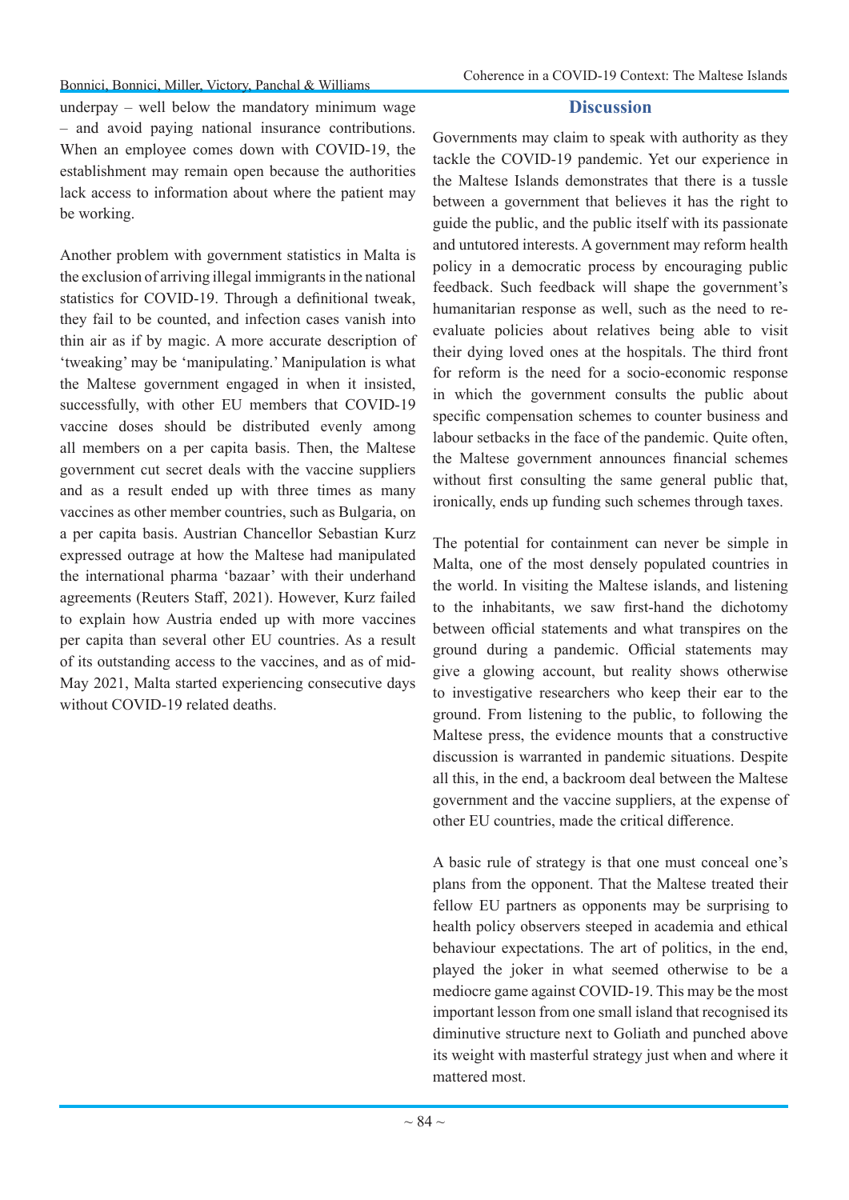underpay – well below the mandatory minimum wage – and avoid paying national insurance contributions. When an employee comes down with COVID-19, the establishment may remain open because the authorities lack access to information about where the patient may be working.

Another problem with government statistics in Malta is the exclusion of arriving illegal immigrants in the national statistics for COVID-19. Through a definitional tweak, they fail to be counted, and infection cases vanish into thin air as if by magic. A more accurate description of 'tweaking' may be 'manipulating.' Manipulation is what the Maltese government engaged in when it insisted, successfully, with other EU members that COVID-19 vaccine doses should be distributed evenly among all members on a per capita basis. Then, the Maltese government cut secret deals with the vaccine suppliers and as a result ended up with three times as many vaccines as other member countries, such as Bulgaria, on a per capita basis. Austrian Chancellor Sebastian Kurz expressed outrage at how the Maltese had manipulated the international pharma 'bazaar' with their underhand agreements (Reuters Staff, 2021). However, Kurz failed to explain how Austria ended up with more vaccines per capita than several other EU countries. As a result of its outstanding access to the vaccines, and as of mid-May 2021, Malta started experiencing consecutive days without COVID-19 related deaths.

## Discussion

Governments may claim to speak with authority as they tackle the COVID-19 pandemic. Yet our experience in the Maltese Islands demonstrates that there is a tussle between a government that believes it has the right to guide the public, and the public itself with its passionate and untutored interests. A government may reform health policy in a democratic process by encouraging public feedback. Such feedback will shape the government's humanitarian response as well, such as the need to re-evaluate policies about relatives being able to visit their dying loved ones at the hospitals. The third front for reform is the need for a socio-economic response in which the government consults the public about specific compensation schemes to counter business and labour setbacks in the face of the pandemic. Quite often, the Maltese government announces financial schemes without first consulting the same general public that, ironically, ends up funding such schemes through taxes.

The potential for containment can never be simple in Malta, one of the most densely populated countries in the world. In visiting the Maltese islands, and listening to the inhabitants, we saw first-hand the dichotomy between official statements and what transpires on the ground during a pandemic. Official statements may give a glowing account, but reality shows otherwise to investigative researchers who keep their ear to the ground. From listening to the public, to following the Maltese press, the evidence mounts that a constructive discussion is warranted in pandemic situations. Despite all this, in the end, a backroom deal between the Maltese government and the vaccine suppliers, at the expense of other EU countries, made the critical difference.

A basic rule of strategy is that one must conceal one's plans from the opponent. That the Maltese treated their fellow EU partners as opponents may be surprising to health policy observers steeped in academia and ethical behaviour expectations. The art of politics, in the end, played the joker in what seemed otherwise to be a mediocre game against COVID-19. This may be the most important lesson from one small island that recognised its diminutive structure next to Goliath and punched above its weight with masterful strategy just when and where it mattered most.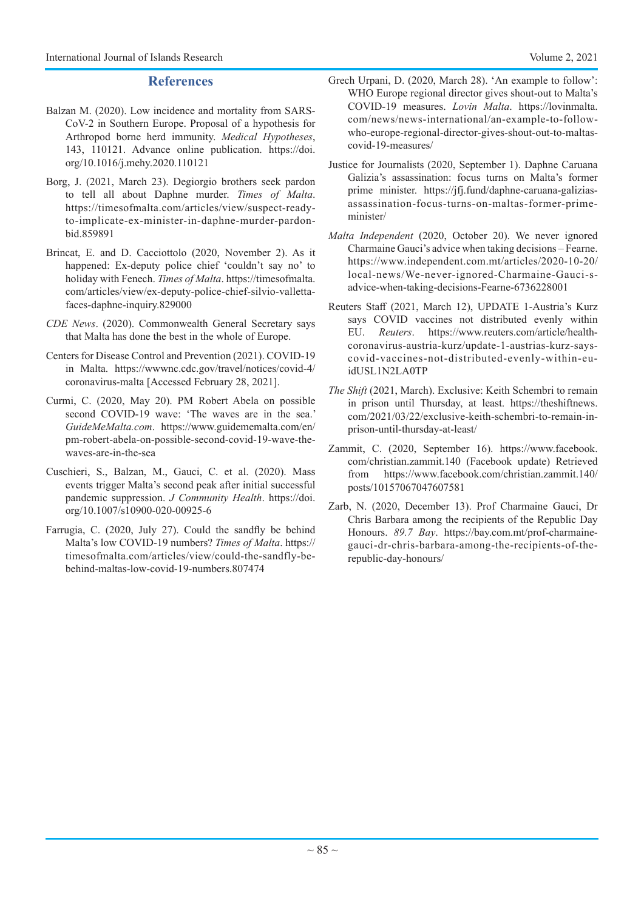## References

Balzan M. (2020). Low incidence and mortality from SARS-CoV-2 in Southern Europe. Proposal of a hypothesis for Arthropod borne herd immunity. *Medical Hypotheses*, 143, 110121. Advance online publication. https://doi.org/10.1016/j.mehy.2020.110121

Borg, J. (2021, March 23). Degiorgio brothers seek pardon to tell all about Daphne murder. *Times of Malta*. https://timesofmalta.com/articles/view/suspect-ready-to-implicate-ex-minister-in-daphne-murder-pardon-bid.859891

Brincat, E. and D. Cacciottolo (2020, November 2). As it happened: Ex-deputy police chief 'couldn't say no' to holiday with Fenech. *Times of Malta*. https://timesofmalta.com/articles/view/ex-deputy-police-chief-silvio-valletta-faces-daphne-inquiry.829000

*CDE News*. (2020). Commonwealth General Secretary says that Malta has done the best in the whole of Europe.

Centers for Disease Control and Prevention (2021). COVID-19 in Malta. https://wwwnc.cdc.gov/travel/notices/covid-4/coronavirus-malta [Accessed February 28, 2021].

Curmi, C. (2020, May 20). PM Robert Abela on possible second COVID-19 wave: 'The waves are in the sea.' *GuideMeMalta.com*. https://www.guidememalta.com/en/pm-robert-abela-on-possible-second-covid-19-wave-the-waves-are-in-the-sea

Cuschieri, S., Balzan, M., Gauci, C. et al. (2020). Mass events trigger Malta's second peak after initial successful pandemic suppression. *J Community Health*. https://doi.org/10.1007/s10900-020-00925-6

Farrugia, C. (2020, July 27). Could the sandfly be behind Malta's low COVID-19 numbers? *Times of Malta*. https://timesofmalta.com/articles/view/could-the-sandfly-be-behind-maltas-low-covid-19-numbers.807474

Grech Urpani, D. (2020, March 28). 'An example to follow': WHO Europe regional director gives shout-out to Malta's COVID-19 measures. *Lovin Malta*. https://lovinmalta.com/news/news-international/an-example-to-follow-who-europe-regional-director-gives-shout-out-to-maltas-covid-19-measures/

Justice for Journalists (2020, September 1). Daphne Caruana Galizia's assassination: focus turns on Malta's former prime minister. https://jfj.fund/daphne-caruana-galizias-assassination-focus-turns-on-maltas-former-prime-minister/

*Malta Independent* (2020, October 20). We never ignored Charmaine Gauci's advice when taking decisions – Fearne. https://www.independent.com.mt/articles/2020-10-20/local-news/We-never-ignored-Charmaine-Gauci-s-advice-when-taking-decisions-Fearne-6736228001

Reuters Staff (2021, March 12), UPDATE 1-Austria's Kurz says COVID vaccines not distributed evenly within EU. *Reuters*. https://www.reuters.com/article/health-coronavirus-austria-kurz/update-1-austrias-kurz-says-covid-vaccines-not-distributed-evenly-within-eu-idUSL1N2LA0TP

*The Shift* (2021, March). Exclusive: Keith Schembri to remain in prison until Thursday, at least. https://theshiftnews.com/2021/03/22/exclusive-keith-schembri-to-remain-in-prison-until-thursday-at-least/

Zammit, C. (2020, September 16). https://www.facebook.com/christian.zammit.140 (Facebook update) Retrieved from https://www.facebook.com/christian.zammit.140/posts/10157067047607581

Zarb, N. (2020, December 13). Prof Charmaine Gauci, Dr Chris Barbara among the recipients of the Republic Day Honours. *89.7 Bay*. https://bay.com.mt/prof-charmaine-gauci-dr-chris-barbara-among-the-recipients-of-the-republic-day-honours/